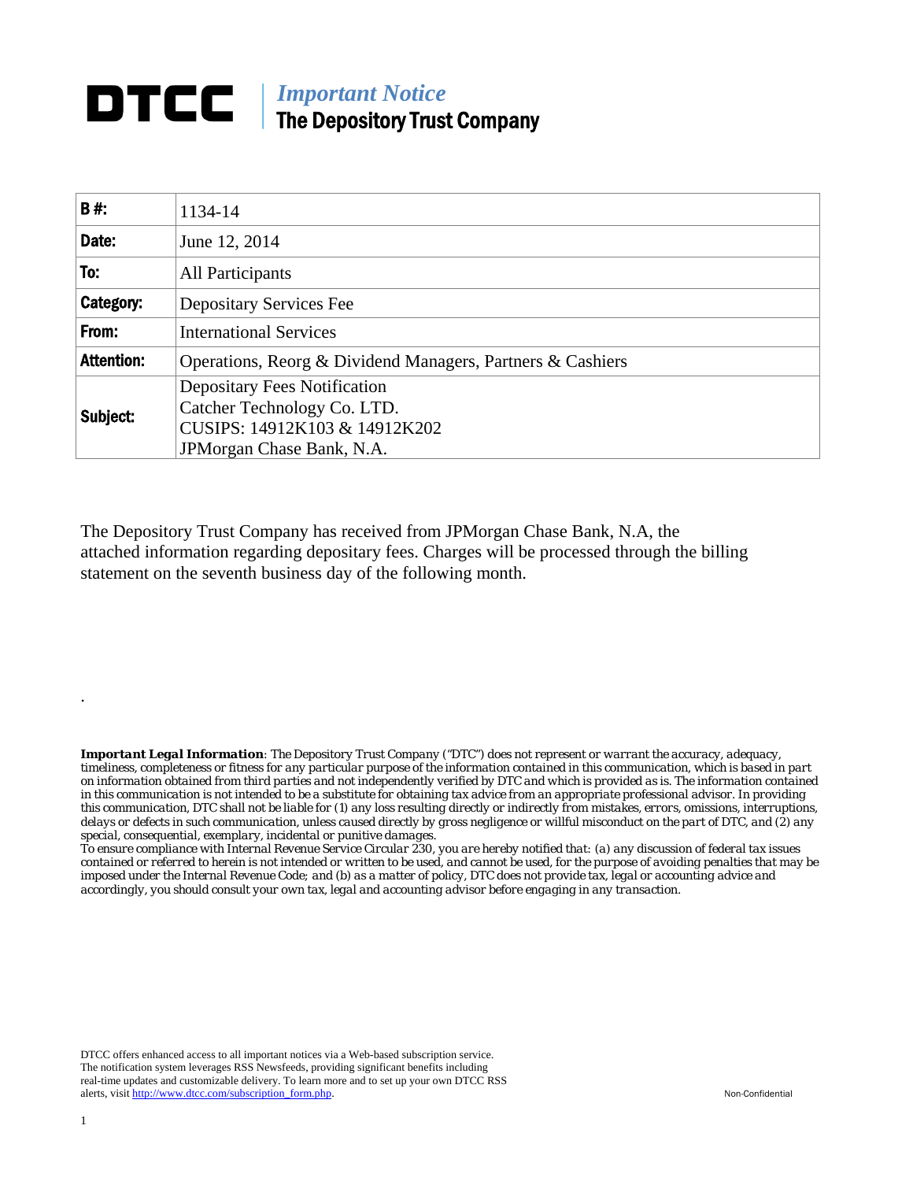# DTCC | *Important Notice* The Depository Trust Company

| | |
|---|---|
| **B #:** | 1134-14 |
| **Date:** | June 12, 2014 |
| **To:** | All Participants |
| **Category:** | Depositary Services Fee |
| **From:** | International Services |
| **Attention:** | Operations, Reorg & Dividend Managers, Partners & Cashiers |
| **Subject:** | Depositary Fees Notification<br>Catcher Technology Co. LTD.<br>CUSIPS: 14912K103 & 14912K202<br>JPMorgan Chase Bank, N.A. |

The Depository Trust Company has received from JPMorgan Chase Bank, N.A, the attached information regarding depositary fees. Charges will be processed through the billing statement on the seventh business day of the following month.

.

***Important Legal Information****: The Depository Trust Company ("DTC") does not represent or warrant the accuracy, adequacy, timeliness, completeness or fitness for any particular purpose of the information contained in this communication, which is based in part on information obtained from third parties and not independently verified by DTC and which is provided as is. The information contained in this communication is not intended to be a substitute for obtaining tax advice from an appropriate professional advisor. In providing this communication, DTC shall not be liable for (1) any loss resulting directly or indirectly from mistakes, errors, omissions, interruptions, delays or defects in such communication, unless caused directly by gross negligence or willful misconduct on the part of DTC, and (2) any special, consequential, exemplary, incidental or punitive damages.*

*To ensure compliance with Internal Revenue Service Circular 230, you are hereby notified that: (a) any discussion of federal tax issues contained or referred to herein is not intended or written to be used, and cannot be used, for the purpose of avoiding penalties that may be imposed under the Internal Revenue Code; and (b) as a matter of policy, DTC does not provide tax, legal or accounting advice and accordingly, you should consult your own tax, legal and accounting advisor before engaging in any transaction.*

DTCC offers enhanced access to all important notices via a Web-based subscription service. The notification system leverages RSS Newsfeeds, providing significant benefits including real-time updates and customizable delivery. To learn more and to set up your own DTCC RSS alerts, visit http://www.dtcc.com/subscription_form.php.

Non-Confidential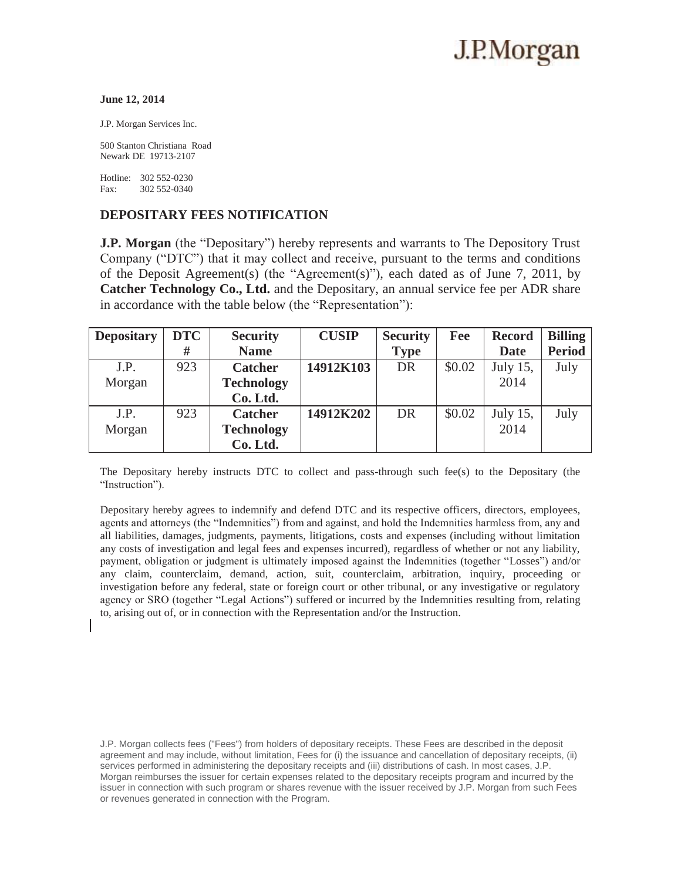J.P.Morgan

**June 12, 2014**

J.P. Morgan Services Inc.

500 Stanton Christiana Road
Newark DE 19713-2107

Hotline: 302 552-0230
Fax: 302 552-0340

## DEPOSITARY FEES NOTIFICATION

**J.P. Morgan** (the "Depositary") hereby represents and warrants to The Depository Trust Company ("DTC") that it may collect and receive, pursuant to the terms and conditions of the Deposit Agreement(s) (the "Agreement(s)"), each dated as of June 7, 2011, by **Catcher Technology Co., Ltd.** and the Depositary, an annual service fee per ADR share in accordance with the table below (the "Representation"):

| Depositary | DTC # | Security Name | CUSIP | Security Type | Fee | Record Date | Billing Period |
|---|---|---|---|---|---|---|---|
| J.P. Morgan | 923 | **Catcher Technology Co. Ltd.** | **14912K103** | DR | $0.02 | July 15, 2014 | July |
| J.P. Morgan | 923 | **Catcher Technology Co. Ltd.** | **14912K202** | DR | $0.02 | July 15, 2014 | July |

The Depositary hereby instructs DTC to collect and pass-through such fee(s) to the Depositary (the "Instruction").

Depositary hereby agrees to indemnify and defend DTC and its respective officers, directors, employees, agents and attorneys (the "Indemnities") from and against, and hold the Indemnities harmless from, any and all liabilities, damages, judgments, payments, litigations, costs and expenses (including without limitation any costs of investigation and legal fees and expenses incurred), regardless of whether or not any liability, payment, obligation or judgment is ultimately imposed against the Indemnities (together "Losses") and/or any claim, counterclaim, demand, action, suit, counterclaim, arbitration, inquiry, proceeding or investigation before any federal, state or foreign court or other tribunal, or any investigative or regulatory agency or SRO (together "Legal Actions") suffered or incurred by the Indemnities resulting from, relating to, arising out of, or in connection with the Representation and/or the Instruction.

J.P. Morgan collects fees ("Fees") from holders of depositary receipts. These Fees are described in the deposit agreement and may include, without limitation, Fees for (i) the issuance and cancellation of depositary receipts, (ii) services performed in administering the depositary receipts and (iii) distributions of cash. In most cases, J.P. Morgan reimburses the issuer for certain expenses related to the depositary receipts program and incurred by the issuer in connection with such program or shares revenue with the issuer received by J.P. Morgan from such Fees or revenues generated in connection with the Program.